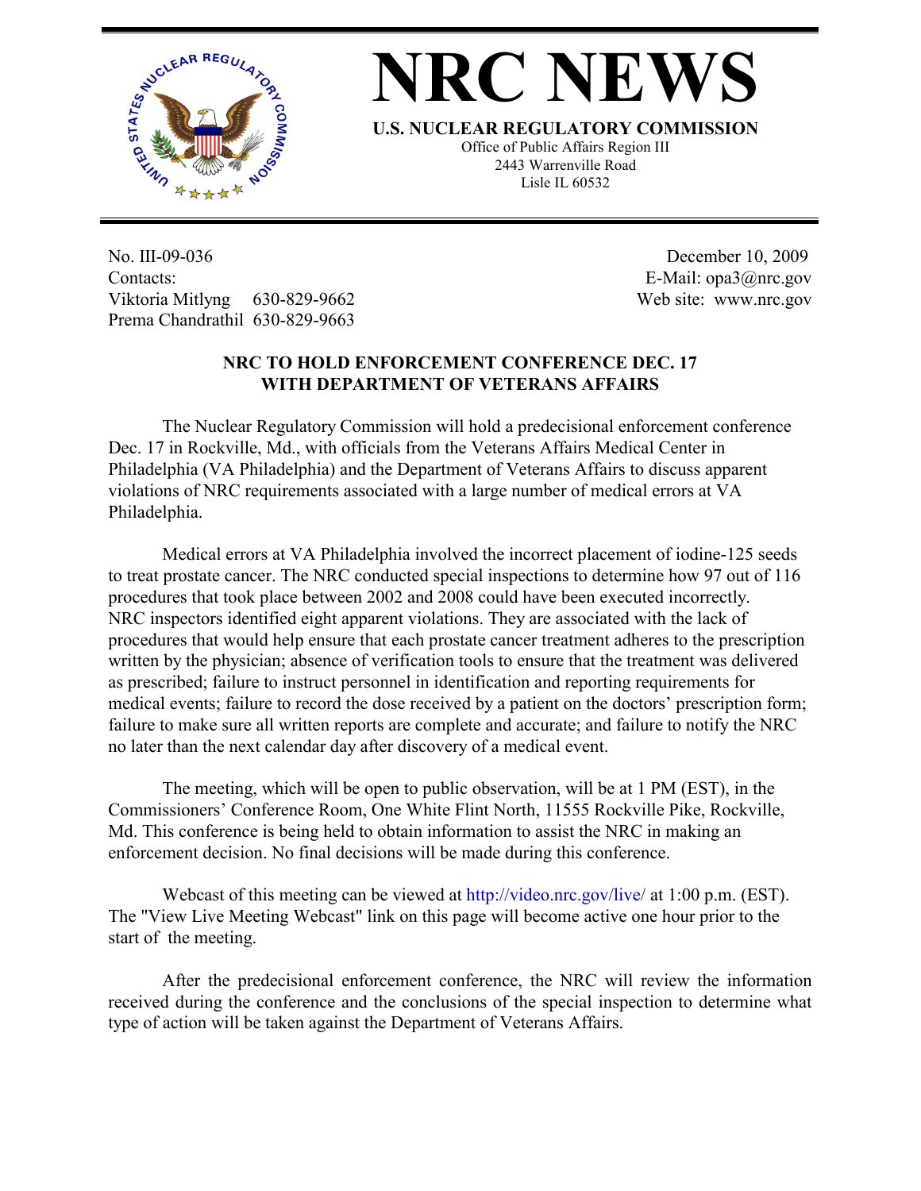# NRC NEWS

**U.S. NUCLEAR REGULATORY COMMISSION**

Office of Public Affairs Region III
2443 Warrenville Road
Lisle IL 60532

No. III-09-036
Contacts:
Viktoria Mitlyng 630-829-9662
Prema Chandrathil 630-829-9663

December 10, 2009
E-Mail: opa3@nrc.gov
Web site: www.nrc.gov

## NRC TO HOLD ENFORCEMENT CONFERENCE DEC. 17 WITH DEPARTMENT OF VETERANS AFFAIRS

The Nuclear Regulatory Commission will hold a predecisional enforcement conference Dec. 17 in Rockville, Md., with officials from the Veterans Affairs Medical Center in Philadelphia (VA Philadelphia) and the Department of Veterans Affairs to discuss apparent violations of NRC requirements associated with a large number of medical errors at VA Philadelphia.

Medical errors at VA Philadelphia involved the incorrect placement of iodine-125 seeds to treat prostate cancer. The NRC conducted special inspections to determine how 97 out of 116 procedures that took place between 2002 and 2008 could have been executed incorrectly. NRC inspectors identified eight apparent violations. They are associated with the lack of procedures that would help ensure that each prostate cancer treatment adheres to the prescription written by the physician; absence of verification tools to ensure that the treatment was delivered as prescribed; failure to instruct personnel in identification and reporting requirements for medical events; failure to record the dose received by a patient on the doctors' prescription form; failure to make sure all written reports are complete and accurate; and failure to notify the NRC no later than the next calendar day after discovery of a medical event.

The meeting, which will be open to public observation, will be at 1 PM (EST), in the Commissioners' Conference Room, One White Flint North, 11555 Rockville Pike, Rockville, Md. This conference is being held to obtain information to assist the NRC in making an enforcement decision. No final decisions will be made during this conference.

Webcast of this meeting can be viewed at http://video.nrc.gov/live/ at 1:00 p.m. (EST). The "View Live Meeting Webcast" link on this page will become active one hour prior to the start of the meeting.

After the predecisional enforcement conference, the NRC will review the information received during the conference and the conclusions of the special inspection to determine what type of action will be taken against the Department of Veterans Affairs.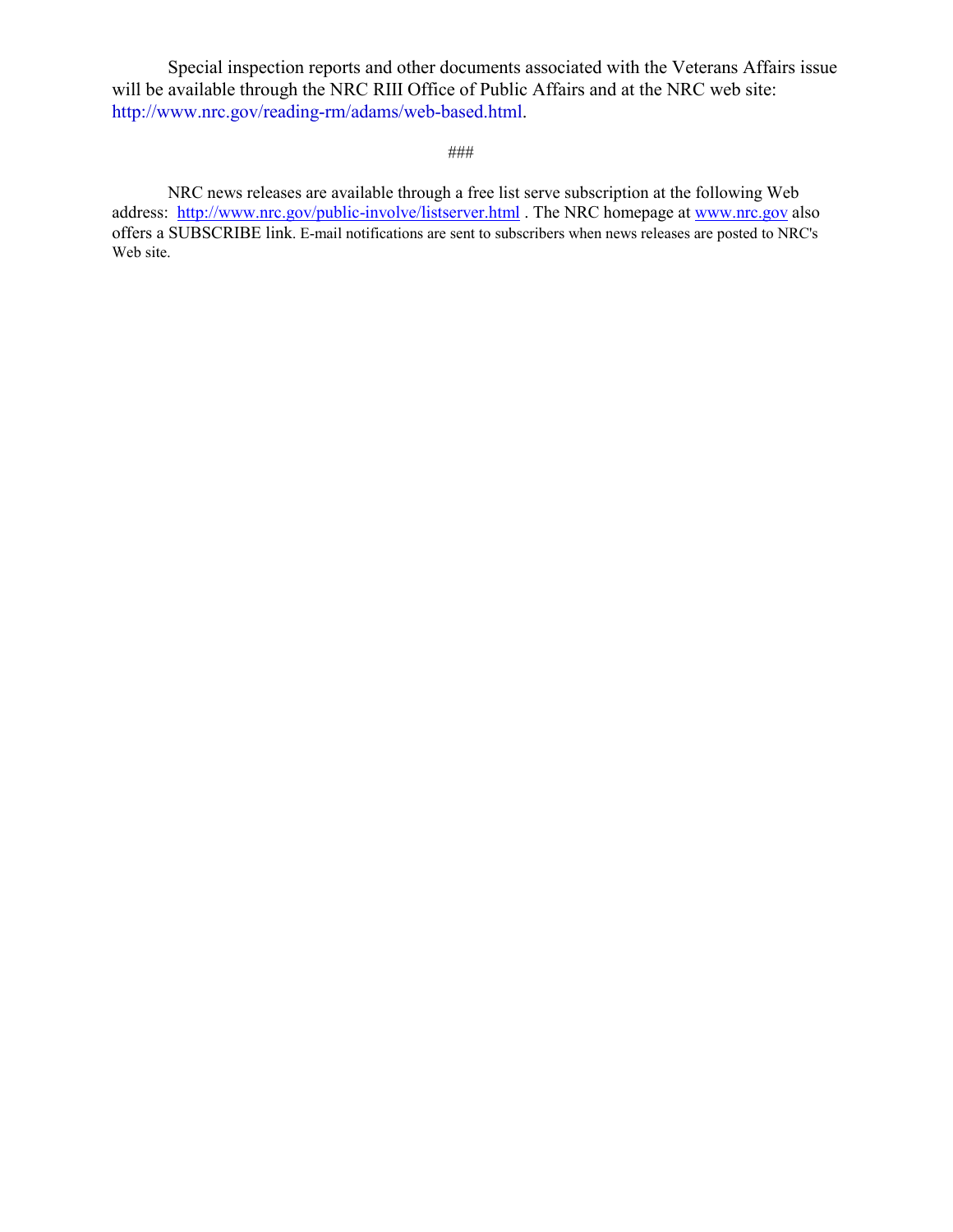Special inspection reports and other documents associated with the Veterans Affairs issue will be available through the NRC RIII Office of Public Affairs and at the NRC web site: http://www.nrc.gov/reading-rm/adams/web-based.html.

###

NRC news releases are available through a free list serve subscription at the following Web address: http://www.nrc.gov/public-involve/listserver.html . The NRC homepage at www.nrc.gov also offers a SUBSCRIBE link. E-mail notifications are sent to subscribers when news releases are posted to NRC's Web site.